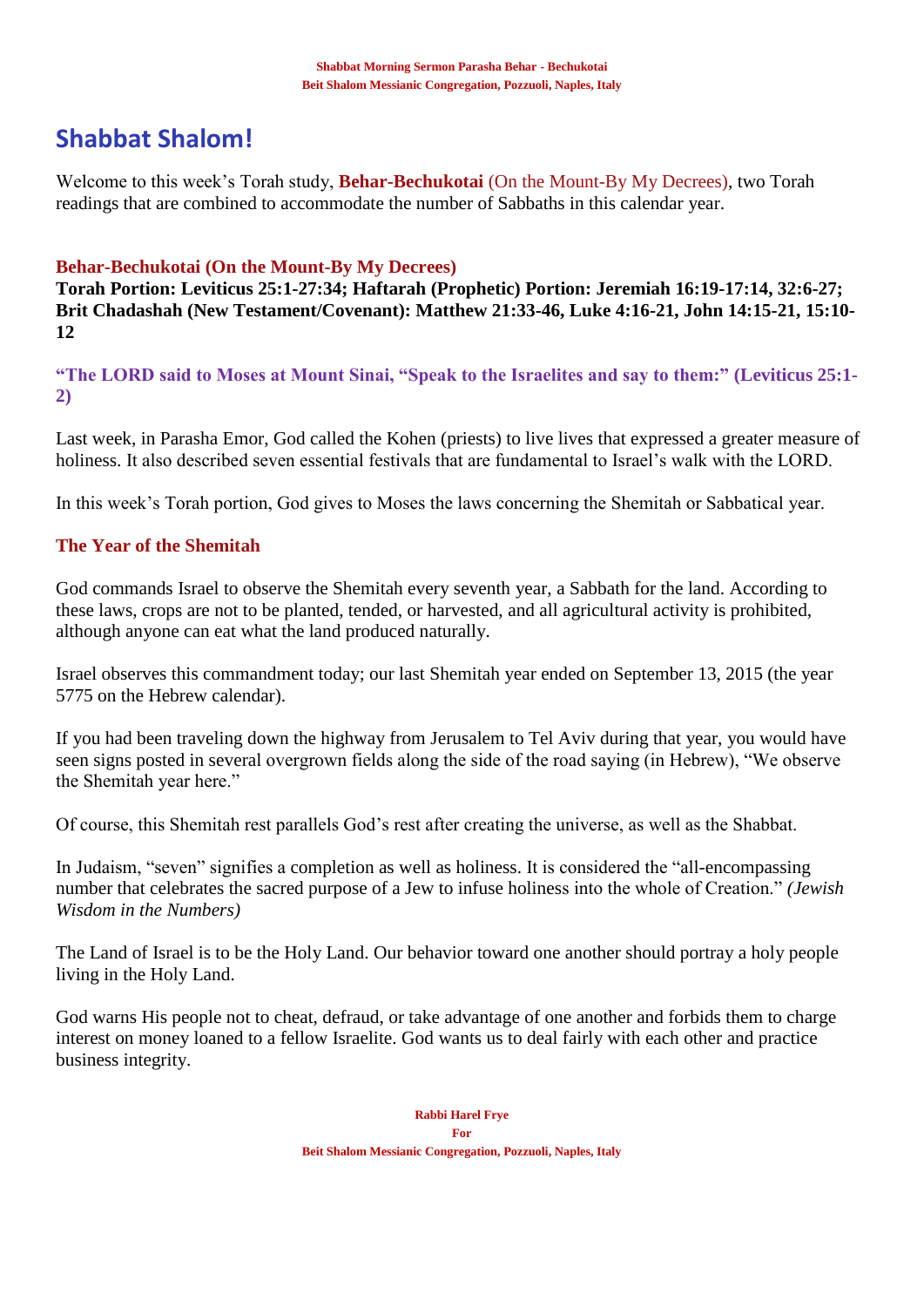# Shabbat Shalom!

Welcome to this week's Torah study, **Behar-Bechukotai** (On the Mount-By My Decrees), two Torah readings that are combined to accommodate the number of Sabbaths in this calendar year.

### Behar-Bechukotai (On the Mount-By My Decrees)

**Torah Portion: Leviticus 25:1-27:34; Haftarah (Prophetic) Portion: Jeremiah 16:19-17:14, 32:6-27; Brit Chadashah (New Testament/Covenant): Matthew 21:33-46, Luke 4:16-21, John 14:15-21, 15:10-12**

**"The LORD said to Moses at Mount Sinai, "Speak to the Israelites and say to them:" (Leviticus 25:1-2)**

Last week, in Parasha Emor, God called the Kohen (priests) to live lives that expressed a greater measure of holiness. It also described seven essential festivals that are fundamental to Israel's walk with the LORD.

In this week's Torah portion, God gives to Moses the laws concerning the Shemitah or Sabbatical year.

### The Year of the Shemitah

God commands Israel to observe the Shemitah every seventh year, a Sabbath for the land. According to these laws, crops are not to be planted, tended, or harvested, and all agricultural activity is prohibited, although anyone can eat what the land produced naturally.

Israel observes this commandment today; our last Shemitah year ended on September 13, 2015 (the year 5775 on the Hebrew calendar).

If you had been traveling down the highway from Jerusalem to Tel Aviv during that year, you would have seen signs posted in several overgrown fields along the side of the road saying (in Hebrew), "We observe the Shemitah year here."

Of course, this Shemitah rest parallels God's rest after creating the universe, as well as the Shabbat.

In Judaism, "seven" signifies a completion as well as holiness. It is considered the "all-encompassing number that celebrates the sacred purpose of a Jew to infuse holiness into the whole of Creation." *(Jewish Wisdom in the Numbers)*

The Land of Israel is to be the Holy Land. Our behavior toward one another should portray a holy people living in the Holy Land.

God warns His people not to cheat, defraud, or take advantage of one another and forbids them to charge interest on money loaned to a fellow Israelite. God wants us to deal fairly with each other and practice business integrity.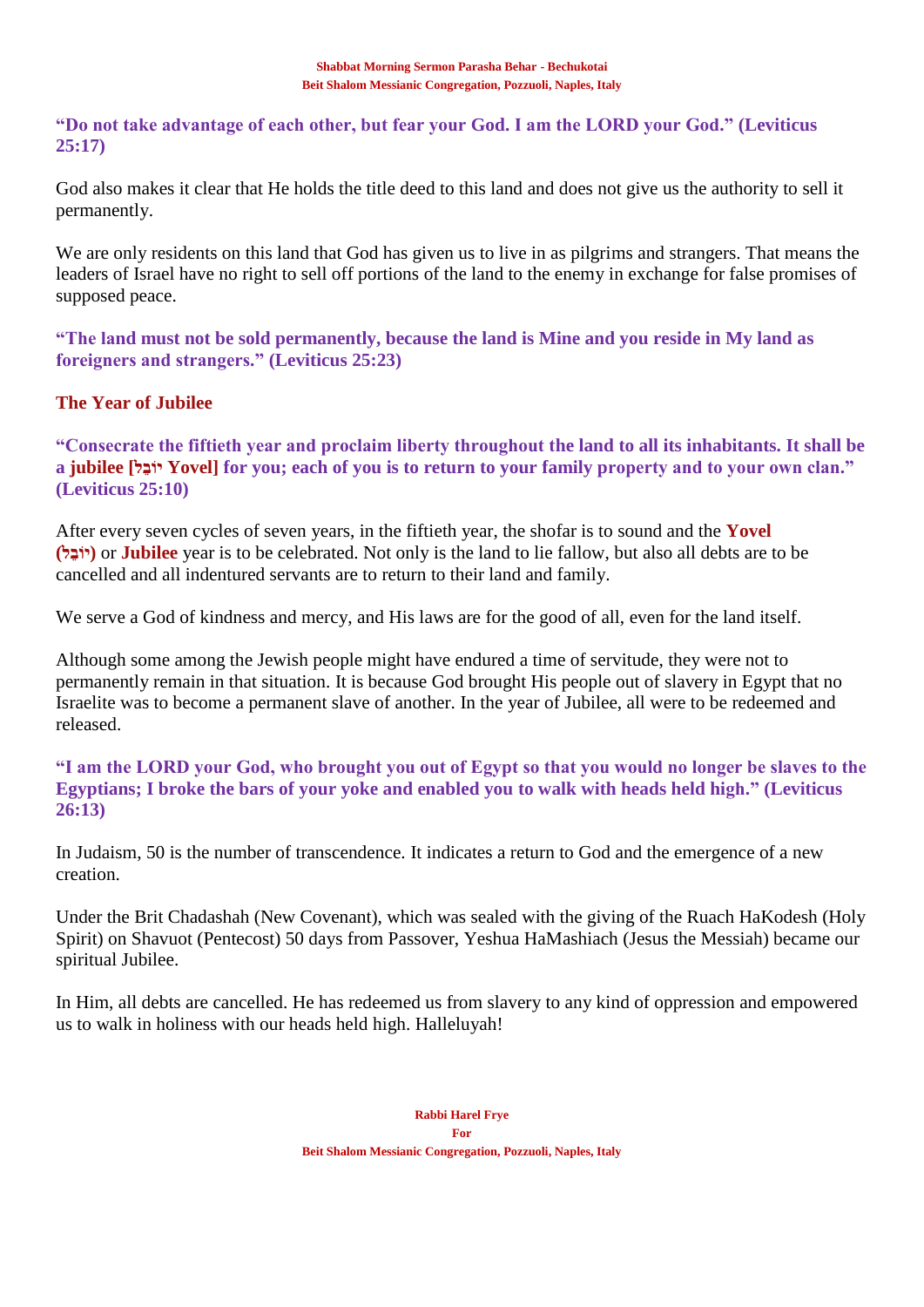**“Do not take advantage of each other, but fear your God. I am the LORD your God.” (Leviticus 25:17)**

God also makes it clear that He holds the title deed to this land and does not give us the authority to sell it permanently.

We are only residents on this land that God has given us to live in as pilgrims and strangers. That means the leaders of Israel have no right to sell off portions of the land to the enemy in exchange for false promises of supposed peace.

**“The land must not be sold permanently, because the land is Mine and you reside in My land as foreigners and strangers.” (Leviticus 25:23)**

## The Year of Jubilee

**“Consecrate the fiftieth year and proclaim liberty throughout the land to all its inhabitants. It shall be a jubilee [יוֹבֵל Yovel] for you; each of you is to return to your family property and to your own clan.” (Leviticus 25:10)**

After every seven cycles of seven years, in the fiftieth year, the shofar is to sound and the **Yovel (יוֹבֵל)** or **Jubilee** year is to be celebrated. Not only is the land to lie fallow, but also all debts are to be cancelled and all indentured servants are to return to their land and family.

We serve a God of kindness and mercy, and His laws are for the good of all, even for the land itself.

Although some among the Jewish people might have endured a time of servitude, they were not to permanently remain in that situation. It is because God brought His people out of slavery in Egypt that no Israelite was to become a permanent slave of another. In the year of Jubilee, all were to be redeemed and released.

**“I am the LORD your God, who brought you out of Egypt so that you would no longer be slaves to the Egyptians; I broke the bars of your yoke and enabled you to walk with heads held high.” (Leviticus 26:13)**

In Judaism, 50 is the number of transcendence. It indicates a return to God and the emergence of a new creation.

Under the Brit Chadashah (New Covenant), which was sealed with the giving of the Ruach HaKodesh (Holy Spirit) on Shavuot (Pentecost) 50 days from Passover, Yeshua HaMashiach (Jesus the Messiah) became our spiritual Jubilee.

In Him, all debts are cancelled. He has redeemed us from slavery to any kind of oppression and empowered us to walk in holiness with our heads held high. Halleluyah!

**Rabbi Harel Frye**
**For**
**Beit Shalom Messianic Congregation, Pozzuoli, Naples, Italy**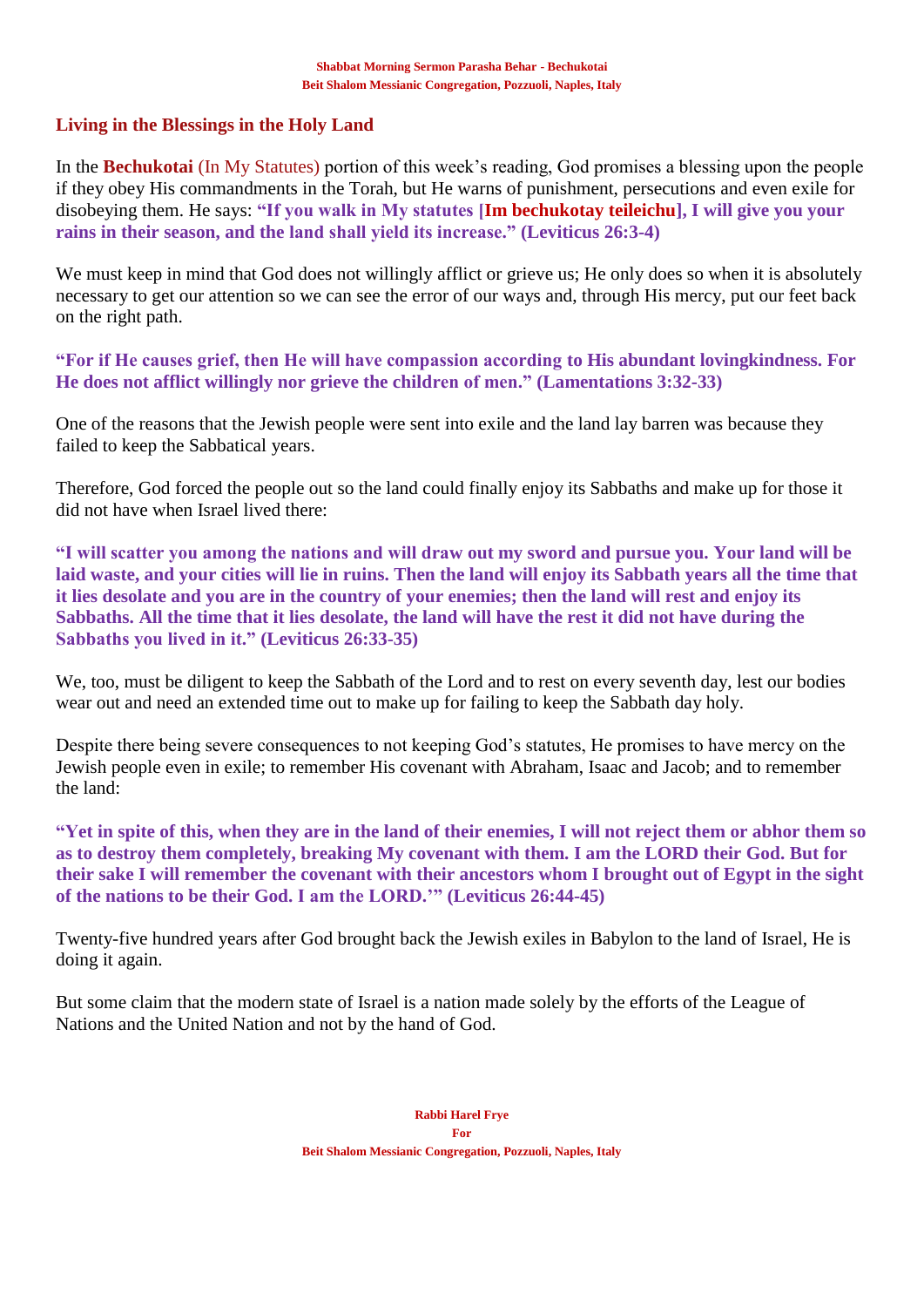## Living in the Blessings in the Holy Land

In the **Bechukotai** (In My Statutes) portion of this week's reading, God promises a blessing upon the people if they obey His commandments in the Torah, but He warns of punishment, persecutions and even exile for disobeying them. He says: **"If you walk in My statutes [Im bechukotay teileichu], I will give you your rains in their season, and the land shall yield its increase." (Leviticus 26:3-4)**

We must keep in mind that God does not willingly afflict or grieve us; He only does so when it is absolutely necessary to get our attention so we can see the error of our ways and, through His mercy, put our feet back on the right path.

**"For if He causes grief, then He will have compassion according to His abundant lovingkindness. For He does not afflict willingly nor grieve the children of men." (Lamentations 3:32-33)**

One of the reasons that the Jewish people were sent into exile and the land lay barren was because they failed to keep the Sabbatical years.

Therefore, God forced the people out so the land could finally enjoy its Sabbaths and make up for those it did not have when Israel lived there:

**"I will scatter you among the nations and will draw out my sword and pursue you. Your land will be laid waste, and your cities will lie in ruins. Then the land will enjoy its Sabbath years all the time that it lies desolate and you are in the country of your enemies; then the land will rest and enjoy its Sabbaths. All the time that it lies desolate, the land will have the rest it did not have during the Sabbaths you lived in it." (Leviticus 26:33-35)**

We, too, must be diligent to keep the Sabbath of the Lord and to rest on every seventh day, lest our bodies wear out and need an extended time out to make up for failing to keep the Sabbath day holy.

Despite there being severe consequences to not keeping God's statutes, He promises to have mercy on the Jewish people even in exile; to remember His covenant with Abraham, Isaac and Jacob; and to remember the land:

**"Yet in spite of this, when they are in the land of their enemies, I will not reject them or abhor them so as to destroy them completely, breaking My covenant with them. I am the LORD their God. But for their sake I will remember the covenant with their ancestors whom I brought out of Egypt in the sight of the nations to be their God. I am the LORD.'" (Leviticus 26:44-45)**

Twenty-five hundred years after God brought back the Jewish exiles in Babylon to the land of Israel, He is doing it again.

But some claim that the modern state of Israel is a nation made solely by the efforts of the League of Nations and the United Nation and not by the hand of God.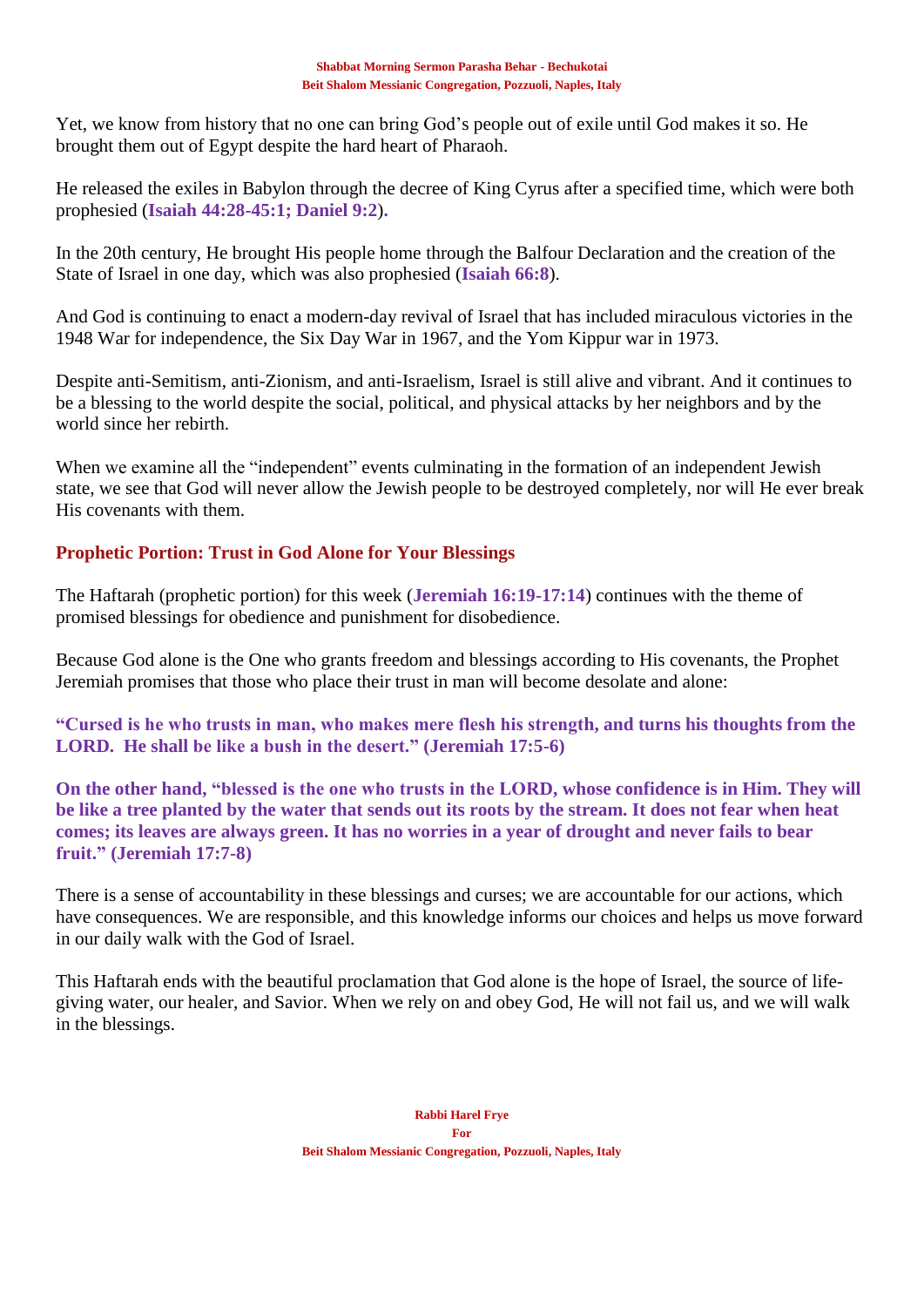Yet, we know from history that no one can bring God's people out of exile until God makes it so. He brought them out of Egypt despite the hard heart of Pharaoh.

He released the exiles in Babylon through the decree of King Cyrus after a specified time, which were both prophesied (**Isaiah 44:28-45:1; Daniel 9:2**).

In the 20th century, He brought His people home through the Balfour Declaration and the creation of the State of Israel in one day, which was also prophesied (**Isaiah 66:8**).

And God is continuing to enact a modern-day revival of Israel that has included miraculous victories in the 1948 War for independence, the Six Day War in 1967, and the Yom Kippur war in 1973.

Despite anti-Semitism, anti-Zionism, and anti-Israelism, Israel is still alive and vibrant. And it continues to be a blessing to the world despite the social, political, and physical attacks by her neighbors and by the world since her rebirth.

When we examine all the "independent" events culminating in the formation of an independent Jewish state, we see that God will never allow the Jewish people to be destroyed completely, nor will He ever break His covenants with them.

## Prophetic Portion: Trust in God Alone for Your Blessings

The Haftarah (prophetic portion) for this week (**Jeremiah 16:19-17:14**) continues with the theme of promised blessings for obedience and punishment for disobedience.

Because God alone is the One who grants freedom and blessings according to His covenants, the Prophet Jeremiah promises that those who place their trust in man will become desolate and alone:

**"Cursed is he who trusts in man, who makes mere flesh his strength, and turns his thoughts from the LORD. He shall be like a bush in the desert." (Jeremiah 17:5-6)**

**On the other hand, "blessed is the one who trusts in the LORD, whose confidence is in Him. They will be like a tree planted by the water that sends out its roots by the stream. It does not fear when heat comes; its leaves are always green. It has no worries in a year of drought and never fails to bear fruit." (Jeremiah 17:7-8)**

There is a sense of accountability in these blessings and curses; we are accountable for our actions, which have consequences. We are responsible, and this knowledge informs our choices and helps us move forward in our daily walk with the God of Israel.

This Haftarah ends with the beautiful proclamation that God alone is the hope of Israel, the source of life-giving water, our healer, and Savior. When we rely on and obey God, He will not fail us, and we will walk in the blessings.

**Rabbi Harel Frye**
**For**
**Beit Shalom Messianic Congregation, Pozzuoli, Naples, Italy**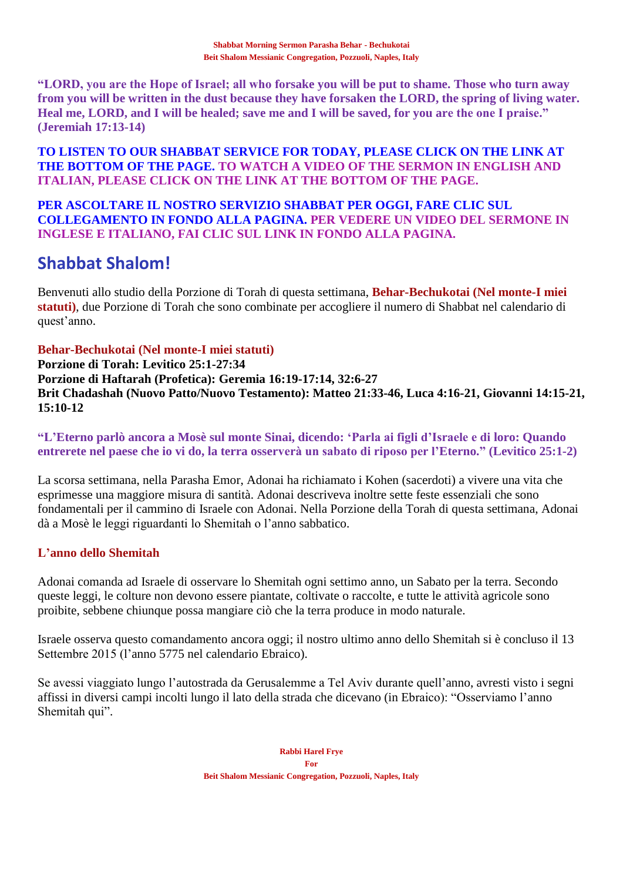**“LORD, you are the Hope of Israel; all who forsake you will be put to shame. Those who turn away from you will be written in the dust because they have forsaken the LORD, the spring of living water. Heal me, LORD, and I will be healed; save me and I will be saved, for you are the one I praise.” (Jeremiah 17:13-14)**

**TO LISTEN TO OUR SHABBAT SERVICE FOR TODAY, PLEASE CLICK ON THE LINK AT THE BOTTOM OF THE PAGE. TO WATCH A VIDEO OF THE SERMON IN ENGLISH AND ITALIAN, PLEASE CLICK ON THE LINK AT THE BOTTOM OF THE PAGE.**

**PER ASCOLTARE IL NOSTRO SERVIZIO SHABBAT PER OGGI, FARE CLIC SUL COLLEGAMENTO IN FONDO ALLA PAGINA. PER VEDERE UN VIDEO DEL SERMONE IN INGLESE E ITALIANO, FAI CLIC SUL LINK IN FONDO ALLA PAGINA.**

## Shabbat Shalom!

Benvenuti allo studio della Porzione di Torah di questa settimana, **Behar-Bechukotai (Nel monte-I miei statuti)**, due Porzione di Torah che sono combinate per accogliere il numero di Shabbat nel calendario di quest’anno.

**Behar-Bechukotai (Nel monte-I miei statuti)**
**Porzione di Torah: Levitico 25:1-27:34**
**Porzione di Haftarah (Profetica): Geremia 16:19-17:14, 32:6-27**
**Brit Chadashah (Nuovo Patto/Nuovo Testamento): Matteo 21:33-46, Luca 4:16-21, Giovanni 14:15-21, 15:10-12**

**“L’Eterno parlò ancora a Mosè sul monte Sinai, dicendo: ‘Parla ai figli d’Israele e di loro: Quando entrerete nel paese che io vi do, la terra osserverà un sabato di riposo per l’Eterno.” (Levitico 25:1-2)**

La scorsa settimana, nella Parasha Emor, Adonai ha richiamato i Kohen (sacerdoti) a vivere una vita che esprimesse una maggiore misura di santità. Adonai descriveva inoltre sette feste essenziali che sono fondamentali per il cammino di Israele con Adonai. Nella Porzione della Torah di questa settimana, Adonai dà a Mosè le leggi riguardanti lo Shemitah o l’anno sabbatico.

### L’anno dello Shemitah

Adonai comanda ad Israele di osservare lo Shemitah ogni settimo anno, un Sabato per la terra. Secondo queste leggi, le colture non devono essere piantate, coltivate o raccolte, e tutte le attività agricole sono proibite, sebbene chiunque possa mangiare ciò che la terra produce in modo naturale.

Israele osserva questo comandamento ancora oggi; il nostro ultimo anno dello Shemitah si è concluso il 13 Settembre 2015 (l’anno 5775 nel calendario Ebraico).

Se avessi viaggiato lungo l’autostrada da Gerusalemme a Tel Aviv durante quell’anno, avresti visto i segni affissi in diversi campi incolti lungo il lato della strada che dicevano (in Ebraico): “Osserviamo l’anno Shemitah qui”.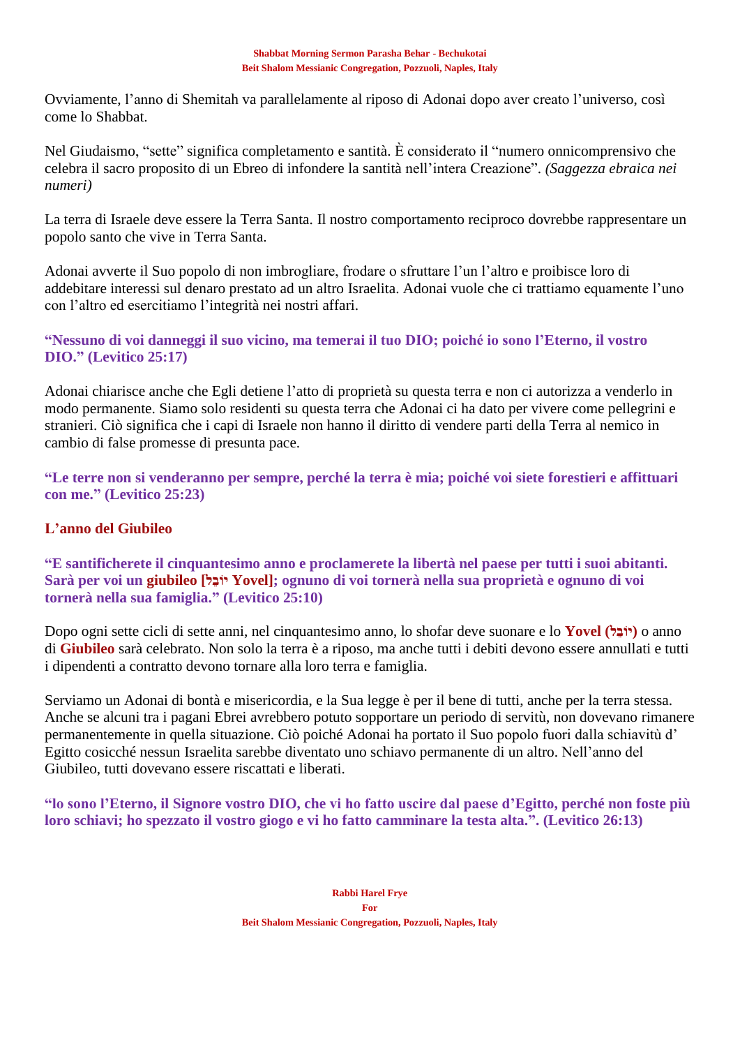Ovviamente, l'anno di Shemitah va parallelamente al riposo di Adonai dopo aver creato l'universo, così come lo Shabbat.

Nel Giudaismo, "sette" significa completamento e santità. È considerato il "numero onnicomprensivo che celebra il sacro proposito di un Ebreo di infondere la santità nell'intera Creazione". *(Saggezza ebraica nei numeri)*

La terra di Israele deve essere la Terra Santa. Il nostro comportamento reciproco dovrebbe rappresentare un popolo santo che vive in Terra Santa.

Adonai avverte il Suo popolo di non imbrogliare, frodare o sfruttare l'un l'altro e proibisce loro di addebitare interessi sul denaro prestato ad un altro Israelita. Adonai vuole che ci trattiamo equamente l'uno con l'altro ed esercitiamo l'integrità nei nostri affari.

**"Nessuno di voi danneggi il suo vicino, ma temerai il tuo DIO; poiché io sono l'Eterno, il vostro DIO." (Levitico 25:17)**

Adonai chiarisce anche che Egli detiene l'atto di proprietà su questa terra e non ci autorizza a venderlo in modo permanente. Siamo solo residenti su questa terra che Adonai ci ha dato per vivere come pellegrini e stranieri. Ciò significa che i capi di Israele non hanno il diritto di vendere parti della Terra al nemico in cambio di false promesse di presunta pace.

**"Le terre non si venderanno per sempre, perché la terra è mia; poiché voi siete forestieri e affittuari con me." (Levitico 25:23)**

## L'anno del Giubileo

**"E santificherete il cinquantesimo anno e proclamerete la libertà nel paese per tutti i suoi abitanti. Sarà per voi un giubileo [יוֹבֵל Yovel]; ognuno di voi tornerà nella sua proprietà e ognuno di voi tornerà nella sua famiglia." (Levitico 25:10)**

Dopo ogni sette cicli di sette anni, nel cinquantesimo anno, lo shofar deve suonare e lo **Yovel (יוֹבֵל)** o anno di **Giubileo** sarà celebrato. Non solo la terra è a riposo, ma anche tutti i debiti devono essere annullati e tutti i dipendenti a contratto devono tornare alla loro terra e famiglia.

Serviamo un Adonai di bontà e misericordia, e la Sua legge è per il bene di tutti, anche per la terra stessa. Anche se alcuni tra i pagani Ebrei avrebbero potuto sopportare un periodo di servitù, non dovevano rimanere permanentemente in quella situazione. Ciò poiché Adonai ha portato il Suo popolo fuori dalla schiavitù d' Egitto cosicché nessun Israelita sarebbe diventato uno schiavo permanente di un altro. Nell'anno del Giubileo, tutti dovevano essere riscattati e liberati.

**"lo sono l'Eterno, il Signore vostro DIO, che vi ho fatto uscire dal paese d'Egitto, perché non foste più loro schiavi; ho spezzato il vostro giogo e vi ho fatto camminare la testa alta.". (Levitico 26:13)**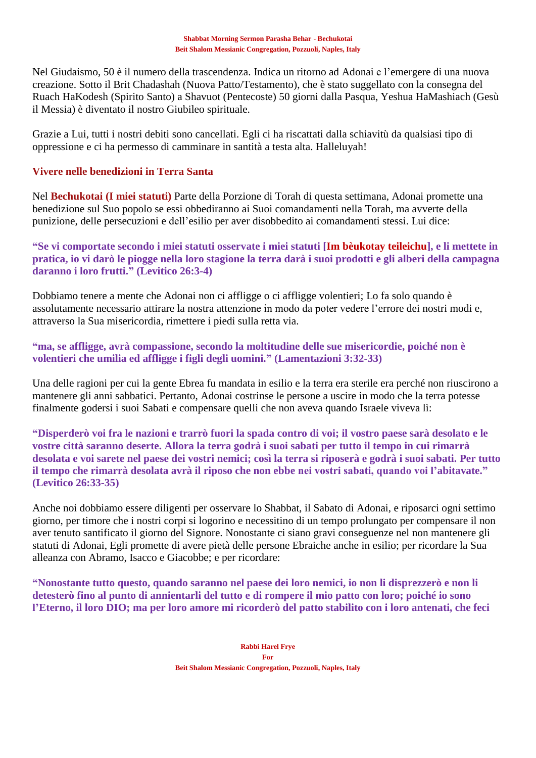Nel Giudaismo, 50 è il numero della trascendenza. Indica un ritorno ad Adonai e l'emergere di una nuova creazione. Sotto il Brit Chadashah (Nuova Patto/Testamento), che è stato suggellato con la consegna del Ruach HaKodesh (Spirito Santo) a Shavuot (Pentecoste) 50 giorni dalla Pasqua, Yeshua HaMashiach (Gesù il Messia) è diventato il nostro Giubileo spirituale.

Grazie a Lui, tutti i nostri debiti sono cancellati. Egli ci ha riscattati dalla schiavitù da qualsiasi tipo di oppressione e ci ha permesso di camminare in santità a testa alta. Halleluyah!

## Vivere nelle benedizioni in Terra Santa

Nel **Bechukotai (I miei statuti)** Parte della Porzione di Torah di questa settimana, Adonai promette una benedizione sul Suo popolo se essi obbediranno ai Suoi comandamenti nella Torah, ma avverte della punizione, delle persecuzioni e dell'esilio per aver disobbedito ai comandamenti stessi. Lui dice:

**"Se vi comportate secondo i miei statuti osservate i miei statuti [Im bèukotay teileichu], e li mettete in pratica, io vi darò le piogge nella loro stagione la terra darà i suoi prodotti e gli alberi della campagna daranno i loro frutti." (Levitico 26:3-4)**

Dobbiamo tenere a mente che Adonai non ci affligge o ci affligge volentieri; Lo fa solo quando è assolutamente necessario attirare la nostra attenzione in modo da poter vedere l'errore dei nostri modi e, attraverso la Sua misericordia, rimettere i piedi sulla retta via.

**"ma, se affligge, avrà compassione, secondo la moltitudine delle sue misericordie, poiché non è volentieri che umilia ed affligge i figli degli uomini." (Lamentazioni 3:32-33)**

Una delle ragioni per cui la gente Ebrea fu mandata in esilio e la terra era sterile era perché non riuscirono a mantenere gli anni sabbatici. Pertanto, Adonai costrinse le persone a uscire in modo che la terra potesse finalmente godersi i suoi Sabati e compensare quelli che non aveva quando Israele viveva lì:

**"Disperderò voi fra le nazioni e trarrò fuori la spada contro di voi; il vostro paese sarà desolato e le vostre città saranno deserte. Allora la terra godrà i suoi sabati per tutto il tempo in cui rimarrà desolata e voi sarete nel paese dei vostri nemici; così la terra si riposerà e godrà i suoi sabati. Per tutto il tempo che rimarrà desolata avrà il riposo che non ebbe nei vostri sabati, quando voi l'abitavate." (Levitico 26:33-35)**

Anche noi dobbiamo essere diligenti per osservare lo Shabbat, il Sabato di Adonai, e riposarci ogni settimo giorno, per timore che i nostri corpi si logorino e necessitino di un tempo prolungato per compensare il non aver tenuto santificato il giorno del Signore. Nonostante ci siano gravi conseguenze nel non mantenere gli statuti di Adonai, Egli promette di avere pietà delle persone Ebraiche anche in esilio; per ricordare la Sua alleanza con Abramo, Isacco e Giacobbe; e per ricordare:

**"Nonostante tutto questo, quando saranno nel paese dei loro nemici, io non li disprezzerò e non li detesterò fino al punto di annientarli del tutto e di rompere il mio patto con loro; poiché io sono l'Eterno, il loro DIO; ma per loro amore mi ricorderò del patto stabilito con i loro antenati, che feci**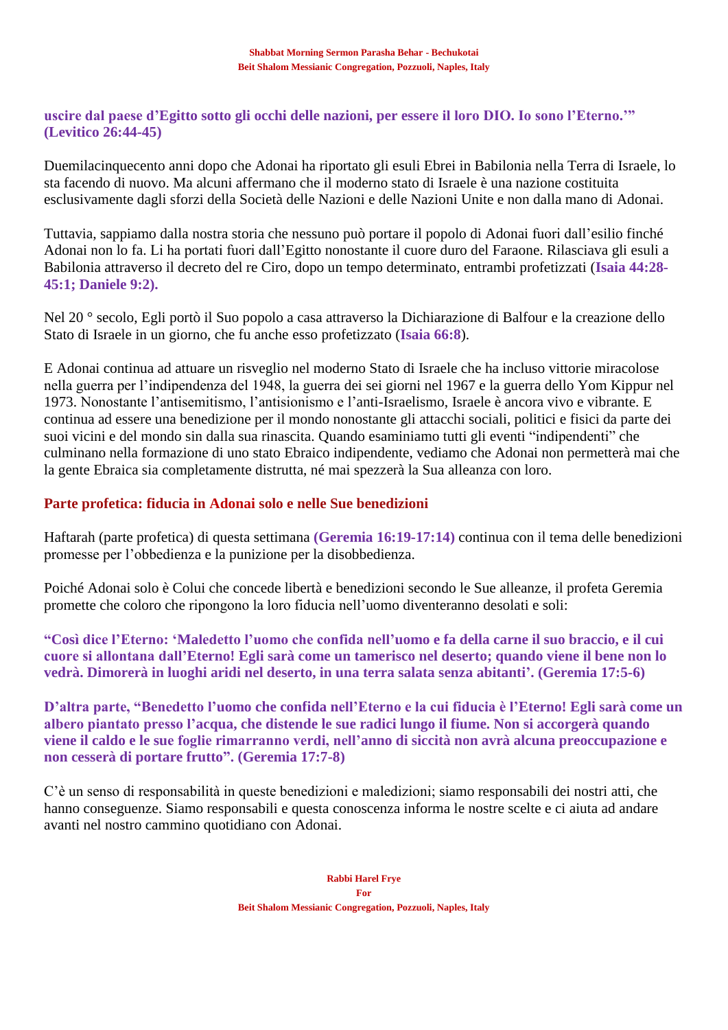**uscire dal paese d'Egitto sotto gli occhi delle nazioni, per essere il loro DIO. Io sono l'Eterno.'" (Levitico 26:44-45)**

Duemilacinquecento anni dopo che Adonai ha riportato gli esuli Ebrei in Babilonia nella Terra di Israele, lo sta facendo di nuovo. Ma alcuni affermano che il moderno stato di Israele è una nazione costituita esclusivamente dagli sforzi della Società delle Nazioni e delle Nazioni Unite e non dalla mano di Adonai.

Tuttavia, sappiamo dalla nostra storia che nessuno può portare il popolo di Adonai fuori dall'esilio finché Adonai non lo fa. Li ha portati fuori dall'Egitto nonostante il cuore duro del Faraone. Rilasciava gli esuli a Babilonia attraverso il decreto del re Ciro, dopo un tempo determinato, entrambi profetizzati (**Isaia 44:28-45:1; Daniele 9:2).**

Nel 20 ° secolo, Egli portò il Suo popolo a casa attraverso la Dichiarazione di Balfour e la creazione dello Stato di Israele in un giorno, che fu anche esso profetizzato (**Isaia 66:8**).

E Adonai continua ad attuare un risveglio nel moderno Stato di Israele che ha incluso vittorie miracolose nella guerra per l'indipendenza del 1948, la guerra dei sei giorni nel 1967 e la guerra dello Yom Kippur nel 1973. Nonostante l'antisemitismo, l'antisionismo e l'anti-Israelismo, Israele è ancora vivo e vibrante. E continua ad essere una benedizione per il mondo nonostante gli attacchi sociali, politici e fisici da parte dei suoi vicini e del mondo sin dalla sua rinascita. Quando esaminiamo tutti gli eventi "indipendenti" che culminano nella formazione di uno stato Ebraico indipendente, vediamo che Adonai non permetterà mai che la gente Ebraica sia completamente distrutta, né mai spezzerà la Sua alleanza con loro.

## Parte profetica: fiducia in Adonai solo e nelle Sue benedizioni

Haftarah (parte profetica) di questa settimana **(Geremia 16:19-17:14)** continua con il tema delle benedizioni promesse per l'obbedienza e la punizione per la disobbedienza.

Poiché Adonai solo è Colui che concede libertà e benedizioni secondo le Sue alleanze, il profeta Geremia promette che coloro che ripongono la loro fiducia nell'uomo diventeranno desolati e soli:

**"Così dice l'Eterno: 'Maledetto l'uomo che confida nell'uomo e fa della carne il suo braccio, e il cui cuore si allontana dall'Eterno! Egli sarà come un tamerisco nel deserto; quando viene il bene non lo vedrà. Dimorerà in luoghi aridi nel deserto, in una terra salata senza abitanti'. (Geremia 17:5-6)**

**D'altra parte, "Benedetto l'uomo che confida nell'Eterno e la cui fiducia è l'Eterno! Egli sarà come un albero piantato presso l'acqua, che distende le sue radici lungo il fiume. Non si accorgerà quando viene il caldo e le sue foglie rimarranno verdi, nell'anno di siccità non avrà alcuna preoccupazione e non cesserà di portare frutto". (Geremia 17:7-8)**

C'è un senso di responsabilità in queste benedizioni e maledizioni; siamo responsabili dei nostri atti, che hanno conseguenze. Siamo responsabili e questa conoscenza informa le nostre scelte e ci aiuta ad andare avanti nel nostro cammino quotidiano con Adonai.

**Rabbi Harel Frye**
**For**
**Beit Shalom Messianic Congregation, Pozzuoli, Naples, Italy**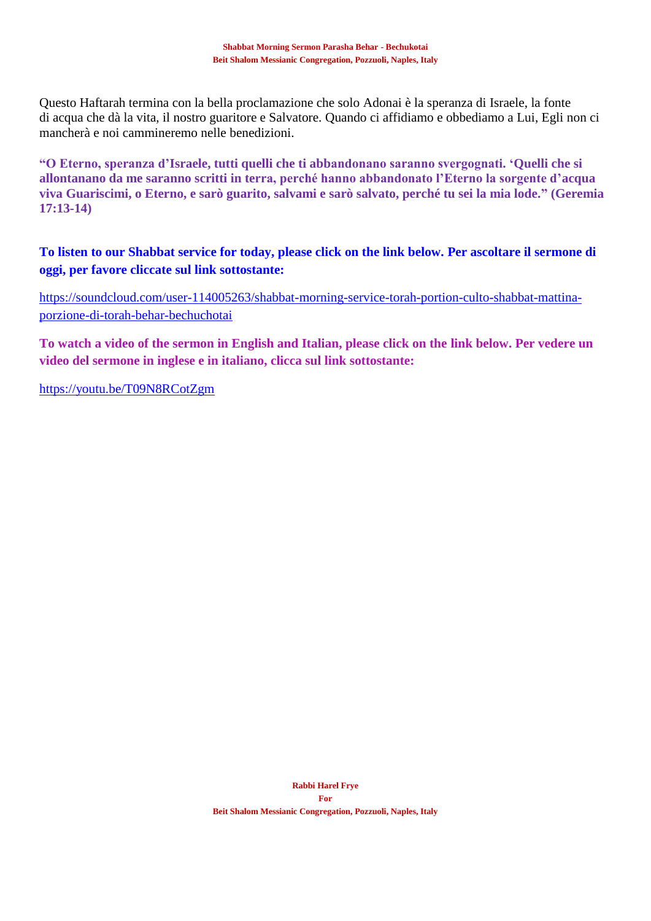Questo Haftarah termina con la bella proclamazione che solo Adonai è la speranza di Israele, la fonte di acqua che dà la vita, il nostro guaritore e Salvatore. Quando ci affidiamo e obbediamo a Lui, Egli non ci mancherà e noi cammineremo nelle benedizioni.

**"O Eterno, speranza d'Israele, tutti quelli che ti abbandonano saranno svergognati. 'Quelli che si allontanano da me saranno scritti in terra, perché hanno abbandonato l'Eterno la sorgente d'acqua viva Guariscimi, o Eterno, e sarò guarito, salvami e sarò salvato, perché tu sei la mia lode." (Geremia 17:13-14)**

**To listen to our Shabbat service for today, please click on the link below. Per ascoltare il sermone di oggi, per favore cliccate sul link sottostante:**

https://soundcloud.com/user-114005263/shabbat-morning-service-torah-portion-culto-shabbat-mattina-porzione-di-torah-behar-bechuchotai

**To watch a video of the sermon in English and Italian, please click on the link below. Per vedere un video del sermone in inglese e in italiano, clicca sul link sottostante:**

https://youtu.be/T09N8RCotZgm